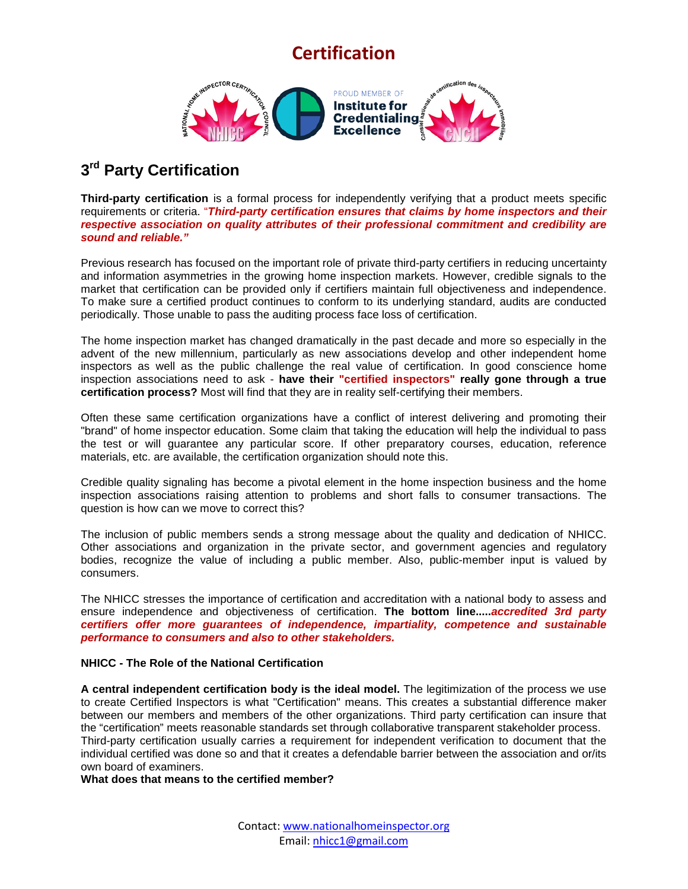# Certification

## 3rd Party Certification

**Third-party certification** is a formal process for independently verifying that a product meets specific requirements or criteria. "***Third-party certification ensures that claims by home inspectors and their respective association on quality attributes of their professional commitment and credibility are sound and reliable."***

Previous research has focused on the important role of private third-party certifiers in reducing uncertainty and information asymmetries in the growing home inspection markets. However, credible signals to the market that certification can be provided only if certifiers maintain full objectiveness and independence. To make sure a certified product continues to conform to its underlying standard, audits are conducted periodically. Those unable to pass the auditing process face loss of certification.

The home inspection market has changed dramatically in the past decade and more so especially in the advent of the new millennium, particularly as new associations develop and other independent home inspectors as well as the public challenge the real value of certification. In good conscience home inspection associations need to ask - **have their "certified inspectors" really gone through a true certification process?** Most will find that they are in reality self-certifying their members.

Often these same certification organizations have a conflict of interest delivering and promoting their "brand" of home inspector education. Some claim that taking the education will help the individual to pass the test or will guarantee any particular score. If other preparatory courses, education, reference materials, etc. are available, the certification organization should note this.

Credible quality signaling has become a pivotal element in the home inspection business and the home inspection associations raising attention to problems and short falls to consumer transactions. The question is how can we move to correct this?

The inclusion of public members sends a strong message about the quality and dedication of NHICC. Other associations and organization in the private sector, and government agencies and regulatory bodies, recognize the value of including a public member. Also, public-member input is valued by consumers.

The NHICC stresses the importance of certification and accreditation with a national body to assess and ensure independence and objectiveness of certification. **The bottom line.....*accredited 3rd party certifiers offer more guarantees of independence, impartiality, competence and sustainable performance to consumers and also to other stakeholders.***

**NHICC - The Role of the National Certification**

**A central independent certification body is the ideal model.** The legitimization of the process we use to create Certified Inspectors is what "Certification" means. This creates a substantial difference maker between our members and members of the other organizations. Third party certification can insure that the "certification" meets reasonable standards set through collaborative transparent stakeholder process. Third-party certification usually carries a requirement for independent verification to document that the individual certified was done so and that it creates a defendable barrier between the association and or/its own board of examiners.

**What does that means to the certified member?**

Contact: www.nationalhomeinspector.org
Email: nhicc1@gmail.com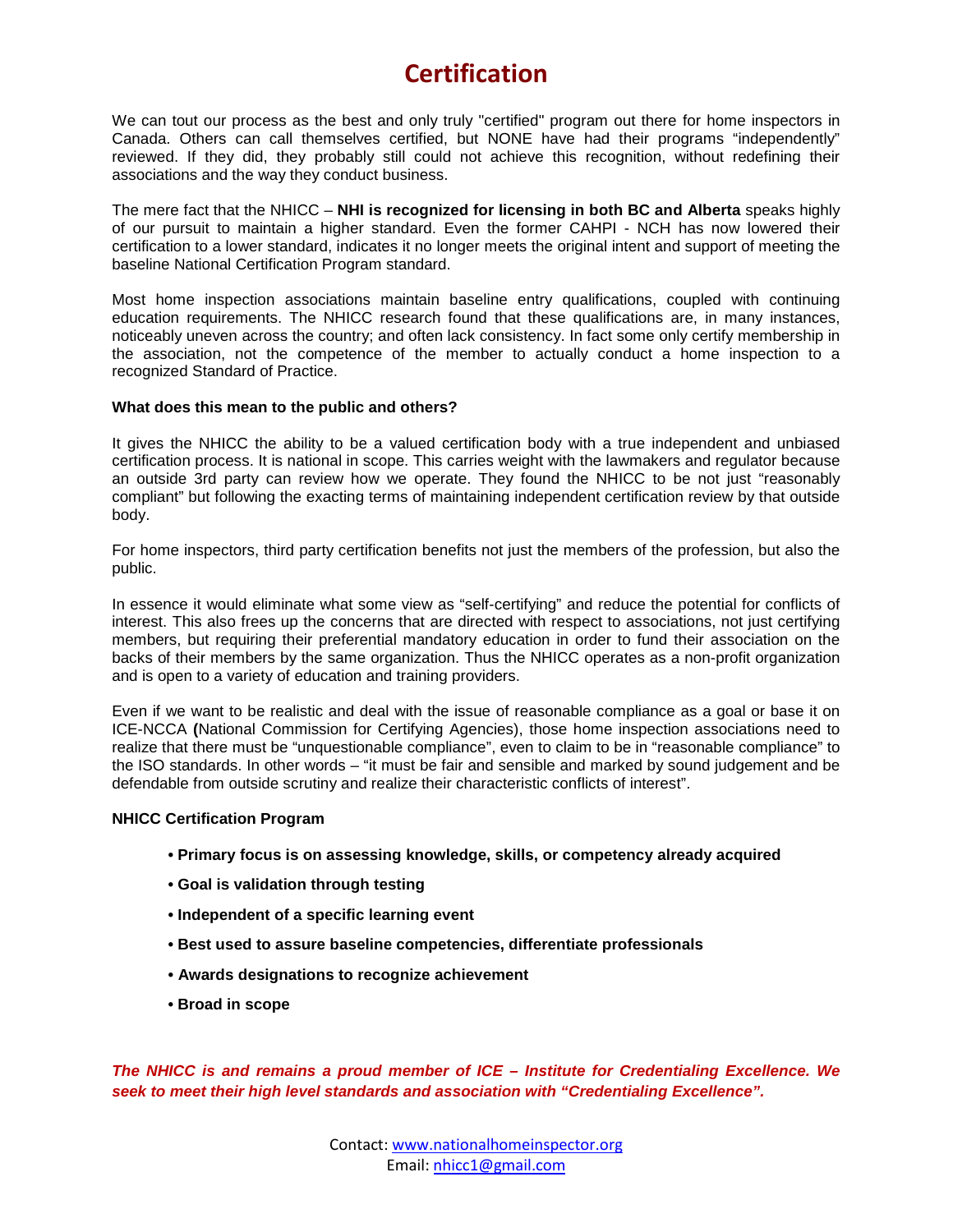# Certification

We can tout our process as the best and only truly "certified" program out there for home inspectors in Canada. Others can call themselves certified, but NONE have had their programs "independently" reviewed. If they did, they probably still could not achieve this recognition, without redefining their associations and the way they conduct business.

The mere fact that the NHICC – **NHI is recognized for licensing in both BC and Alberta** speaks highly of our pursuit to maintain a higher standard. Even the former CAHPI - NCH has now lowered their certification to a lower standard, indicates it no longer meets the original intent and support of meeting the baseline National Certification Program standard.

Most home inspection associations maintain baseline entry qualifications, coupled with continuing education requirements. The NHICC research found that these qualifications are, in many instances, noticeably uneven across the country; and often lack consistency. In fact some only certify membership in the association, not the competence of the member to actually conduct a home inspection to a recognized Standard of Practice.

**What does this mean to the public and others?**

It gives the NHICC the ability to be a valued certification body with a true independent and unbiased certification process. It is national in scope. This carries weight with the lawmakers and regulator because an outside 3rd party can review how we operate. They found the NHICC to be not just "reasonably compliant" but following the exacting terms of maintaining independent certification review by that outside body.

For home inspectors, third party certification benefits not just the members of the profession, but also the public.

In essence it would eliminate what some view as "self-certifying" and reduce the potential for conflicts of interest. This also frees up the concerns that are directed with respect to associations, not just certifying members, but requiring their preferential mandatory education in order to fund their association on the backs of their members by the same organization. Thus the NHICC operates as a non-profit organization and is open to a variety of education and training providers.

Even if we want to be realistic and deal with the issue of reasonable compliance as a goal or base it on ICE-NCCA **(**National Commission for Certifying Agencies), those home inspection associations need to realize that there must be "unquestionable compliance", even to claim to be in "reasonable compliance" to the ISO standards. In other words – "it must be fair and sensible and marked by sound judgement and be defendable from outside scrutiny and realize their characteristic conflicts of interest".

**NHICC Certification Program**

- **Primary focus is on assessing knowledge, skills, or competency already acquired**
- **Goal is validation through testing**
- **Independent of a specific learning event**
- **Best used to assure baseline competencies, differentiate professionals**
- **Awards designations to recognize achievement**
- **Broad in scope**

***The NHICC is and remains a proud member of ICE – Institute for Credentialing Excellence. We seek to meet their high level standards and association with "Credentialing Excellence".***

Contact: www.nationalhomeinspector.org
Email: nhicc1@gmail.com